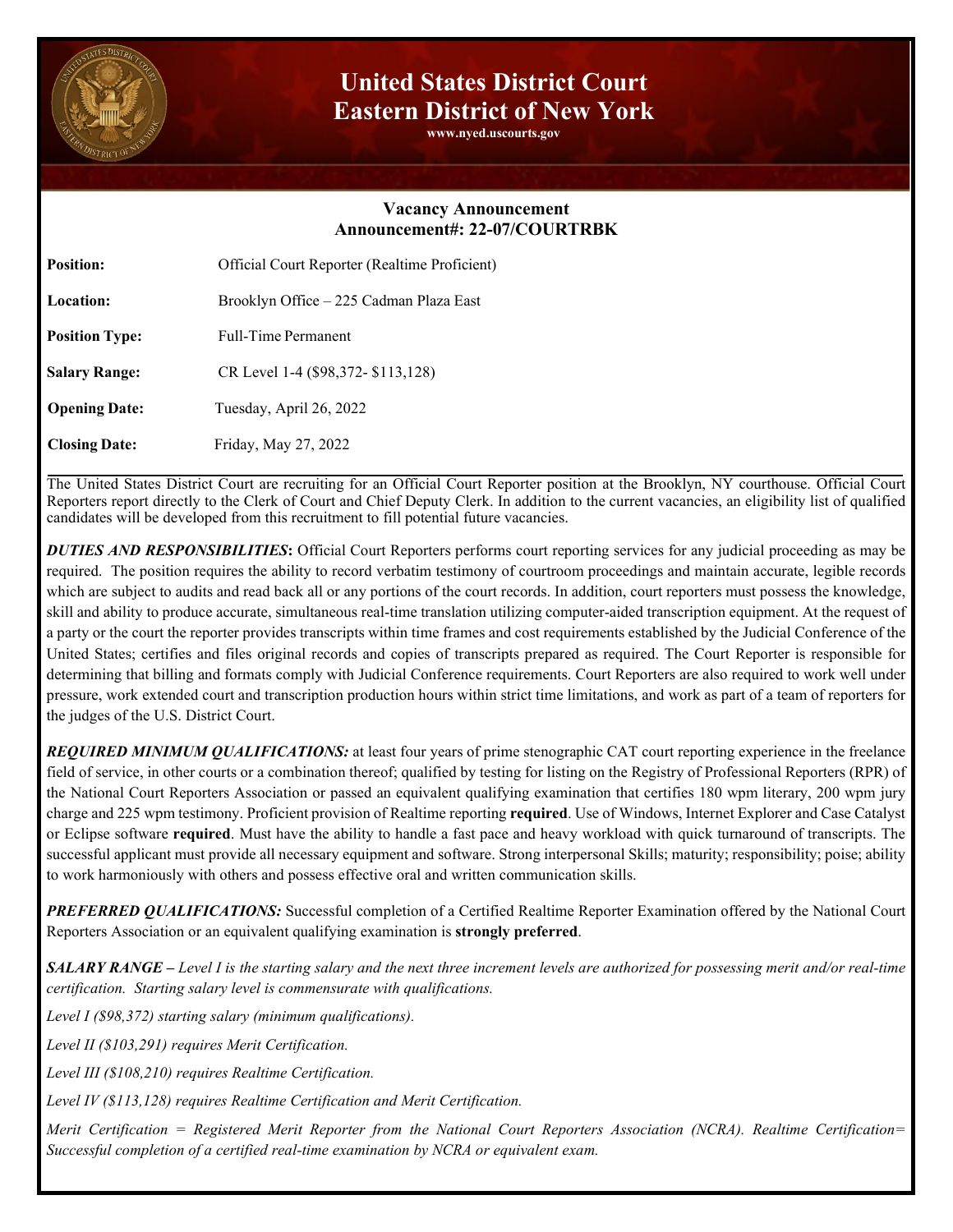# United States District Court
# Eastern District of New York

www.nyed.uscourts.gov

## Vacancy Announcement
## Announcement#: 22-07/COURTRBK

| | |
|---|---|
| **Position:** | Official Court Reporter (Realtime Proficient) |
| **Location:** | Brooklyn Office – 225 Cadman Plaza East |
| **Position Type:** | Full-Time Permanent |
| **Salary Range:** | CR Level 1-4 ($98,372- $113,128) |
| **Opening Date:** | Tuesday, April 26, 2022 |
| **Closing Date:** | Friday, May 27, 2022 |

The United States District Court are recruiting for an Official Court Reporter position at the Brooklyn, NY courthouse. Official Court Reporters report directly to the Clerk of Court and Chief Deputy Clerk. In addition to the current vacancies, an eligibility list of qualified candidates will be developed from this recruitment to fill potential future vacancies.

***DUTIES AND RESPONSIBILITIES*****:** Official Court Reporters performs court reporting services for any judicial proceeding as may be required. The position requires the ability to record verbatim testimony of courtroom proceedings and maintain accurate, legible records which are subject to audits and read back all or any portions of the court records. In addition, court reporters must possess the knowledge, skill and ability to produce accurate, simultaneous real-time translation utilizing computer-aided transcription equipment. At the request of a party or the court the reporter provides transcripts within time frames and cost requirements established by the Judicial Conference of the United States; certifies and files original records and copies of transcripts prepared as required. The Court Reporter is responsible for determining that billing and formats comply with Judicial Conference requirements. Court Reporters are also required to work well under pressure, work extended court and transcription production hours within strict time limitations, and work as part of a team of reporters for the judges of the U.S. District Court.

***REQUIRED MINIMUM QUALIFICATIONS:*** at least four years of prime stenographic CAT court reporting experience in the freelance field of service, in other courts or a combination thereof; qualified by testing for listing on the Registry of Professional Reporters (RPR) of the National Court Reporters Association or passed an equivalent qualifying examination that certifies 180 wpm literary, 200 wpm jury charge and 225 wpm testimony. Proficient provision of Realtime reporting **required**. Use of Windows, Internet Explorer and Case Catalyst or Eclipse software **required**. Must have the ability to handle a fast pace and heavy workload with quick turnaround of transcripts. The successful applicant must provide all necessary equipment and software. Strong interpersonal Skills; maturity; responsibility; poise; ability to work harmoniously with others and possess effective oral and written communication skills.

***PREFERRED QUALIFICATIONS:*** Successful completion of a Certified Realtime Reporter Examination offered by the National Court Reporters Association or an equivalent qualifying examination is **strongly preferred**.

***SALARY RANGE –*** *Level I is the starting salary and the next three increment levels are authorized for possessing merit and/or real-time certification. Starting salary level is commensurate with qualifications.*

*Level I ($98,372) starting salary (minimum qualifications).*

*Level II ($103,291) requires Merit Certification.*

*Level III ($108,210) requires Realtime Certification.*

*Level IV ($113,128) requires Realtime Certification and Merit Certification.*

*Merit Certification = Registered Merit Reporter from the National Court Reporters Association (NCRA). Realtime Certification= Successful completion of a certified real-time examination by NCRA or equivalent exam.*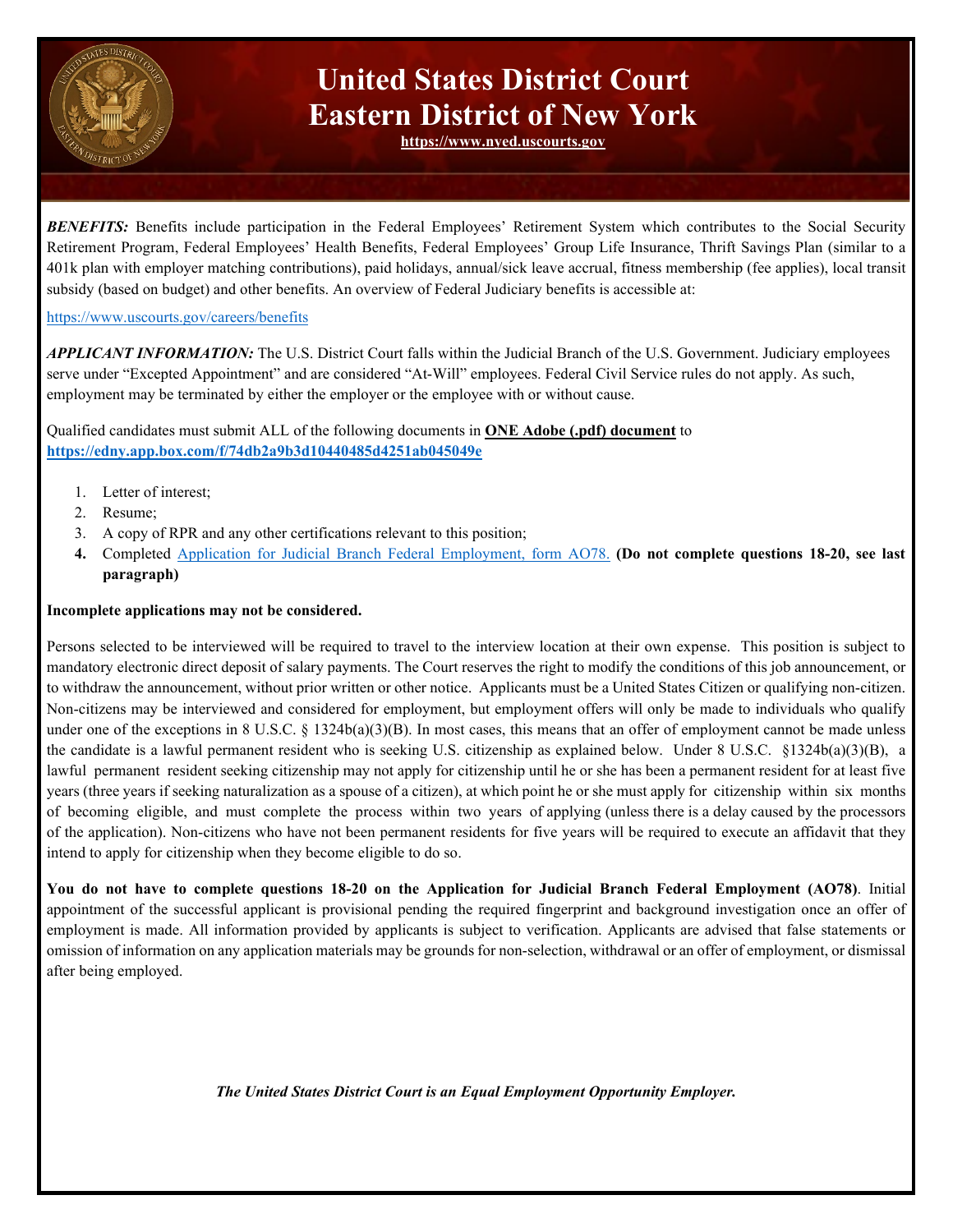# United States District Court
# Eastern District of New York

https://www.nyed.uscourts.gov

***BENEFITS:*** Benefits include participation in the Federal Employees' Retirement System which contributes to the Social Security Retirement Program, Federal Employees' Health Benefits, Federal Employees' Group Life Insurance, Thrift Savings Plan (similar to a 401k plan with employer matching contributions), paid holidays, annual/sick leave accrual, fitness membership (fee applies), local transit subsidy (based on budget) and other benefits. An overview of Federal Judiciary benefits is accessible at:

https://www.uscourts.gov/careers/benefits

***APPLICANT INFORMATION:*** The U.S. District Court falls within the Judicial Branch of the U.S. Government. Judiciary employees serve under "Excepted Appointment" and are considered "At-Will" employees. Federal Civil Service rules do not apply. As such, employment may be terminated by either the employer or the employee with or without cause.

Qualified candidates must submit ALL of the following documents in **ONE Adobe (.pdf) document** to **https://edny.app.box.com/f/74db2a9b3d10440485d4251ab045049e**

1. Letter of interest;
2. Resume;
3. A copy of RPR and any other certifications relevant to this position;
4. Completed Application for Judicial Branch Federal Employment, form AO78. **(Do not complete questions 18-20, see last paragraph)**

**Incomplete applications may not be considered.**

Persons selected to be interviewed will be required to travel to the interview location at their own expense. This position is subject to mandatory electronic direct deposit of salary payments. The Court reserves the right to modify the conditions of this job announcement, or to withdraw the announcement, without prior written or other notice. Applicants must be a United States Citizen or qualifying non-citizen. Non-citizens may be interviewed and considered for employment, but employment offers will only be made to individuals who qualify under one of the exceptions in 8 U.S.C. § 1324b(a)(3)(B). In most cases, this means that an offer of employment cannot be made unless the candidate is a lawful permanent resident who is seeking U.S. citizenship as explained below. Under 8 U.S.C. §1324b(a)(3)(B), a lawful permanent resident seeking citizenship may not apply for citizenship until he or she has been a permanent resident for at least five years (three years if seeking naturalization as a spouse of a citizen), at which point he or she must apply for citizenship within six months of becoming eligible, and must complete the process within two years of applying (unless there is a delay caused by the processors of the application). Non-citizens who have not been permanent residents for five years will be required to execute an affidavit that they intend to apply for citizenship when they become eligible to do so.

**You do not have to complete questions 18-20 on the Application for Judicial Branch Federal Employment (AO78)**. Initial appointment of the successful applicant is provisional pending the required fingerprint and background investigation once an offer of employment is made. All information provided by applicants is subject to verification. Applicants are advised that false statements or omission of information on any application materials may be grounds for non-selection, withdrawal or an offer of employment, or dismissal after being employed.

***The United States District Court is an Equal Employment Opportunity Employer.***